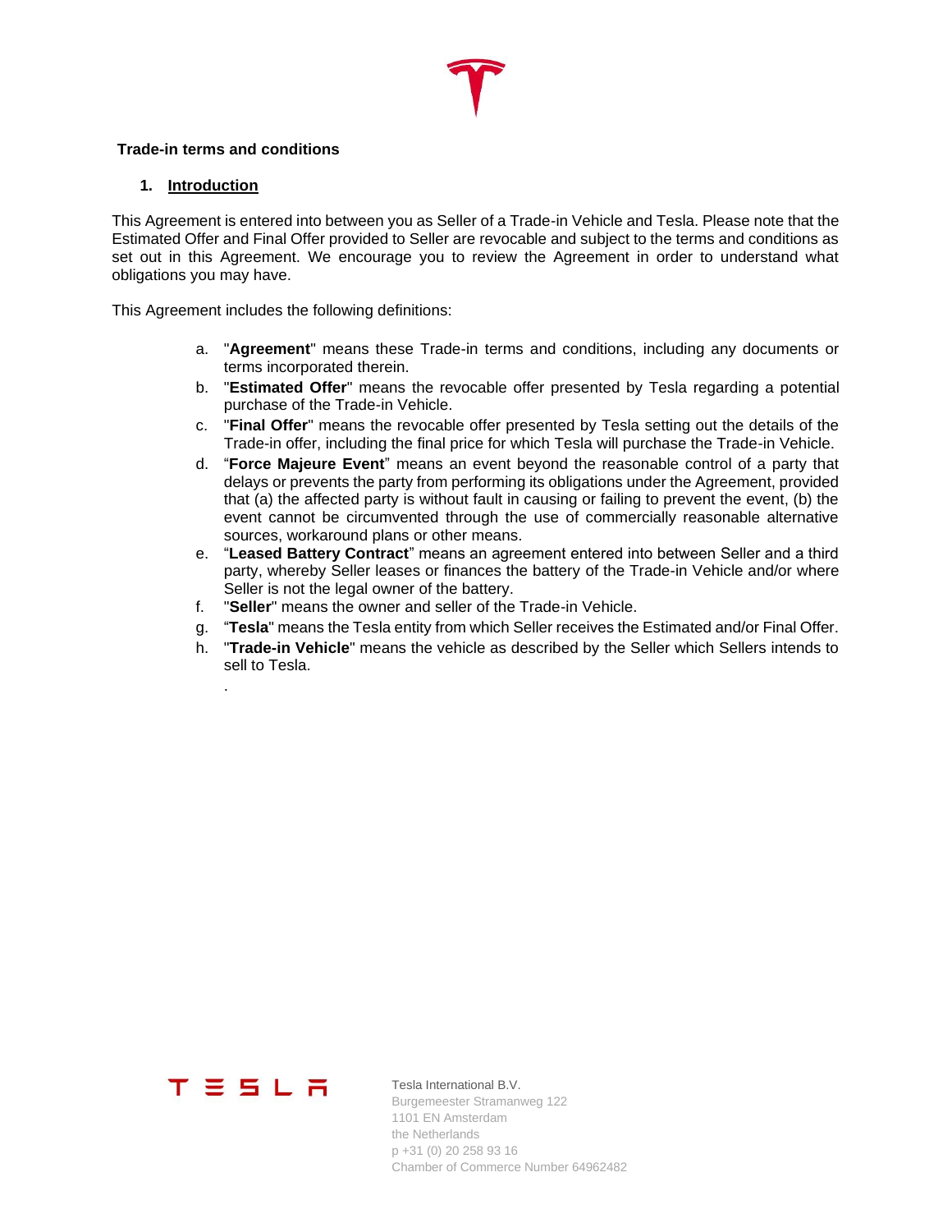**Trade-in terms and conditions**

## 1. Introduction

This Agreement is entered into between you as Seller of a Trade-in Vehicle and Tesla. Please note that the Estimated Offer and Final Offer provided to Seller are revocable and subject to the terms and conditions as set out in this Agreement. We encourage you to review the Agreement in order to understand what obligations you may have.

This Agreement includes the following definitions:

a. "**Agreement**" means these Trade-in terms and conditions, including any documents or terms incorporated therein.
b. "**Estimated Offer**" means the revocable offer presented by Tesla regarding a potential purchase of the Trade-in Vehicle.
c. "**Final Offer**" means the revocable offer presented by Tesla setting out the details of the Trade-in offer, including the final price for which Tesla will purchase the Trade-in Vehicle.
d. "**Force Majeure Event**" means an event beyond the reasonable control of a party that delays or prevents the party from performing its obligations under the Agreement, provided that (a) the affected party is without fault in causing or failing to prevent the event, (b) the event cannot be circumvented through the use of commercially reasonable alternative sources, workaround plans or other means.
e. "**Leased Battery Contract**" means an agreement entered into between Seller and a third party, whereby Seller leases or finances the battery of the Trade-in Vehicle and/or where Seller is not the legal owner of the battery.
f. "**Seller**" means the owner and seller of the Trade-in Vehicle.
g. "**Tesla**" means the Tesla entity from which Seller receives the Estimated and/or Final Offer.
h. "**Trade-in Vehicle**" means the vehicle as described by the Seller which Sellers intends to sell to Tesla.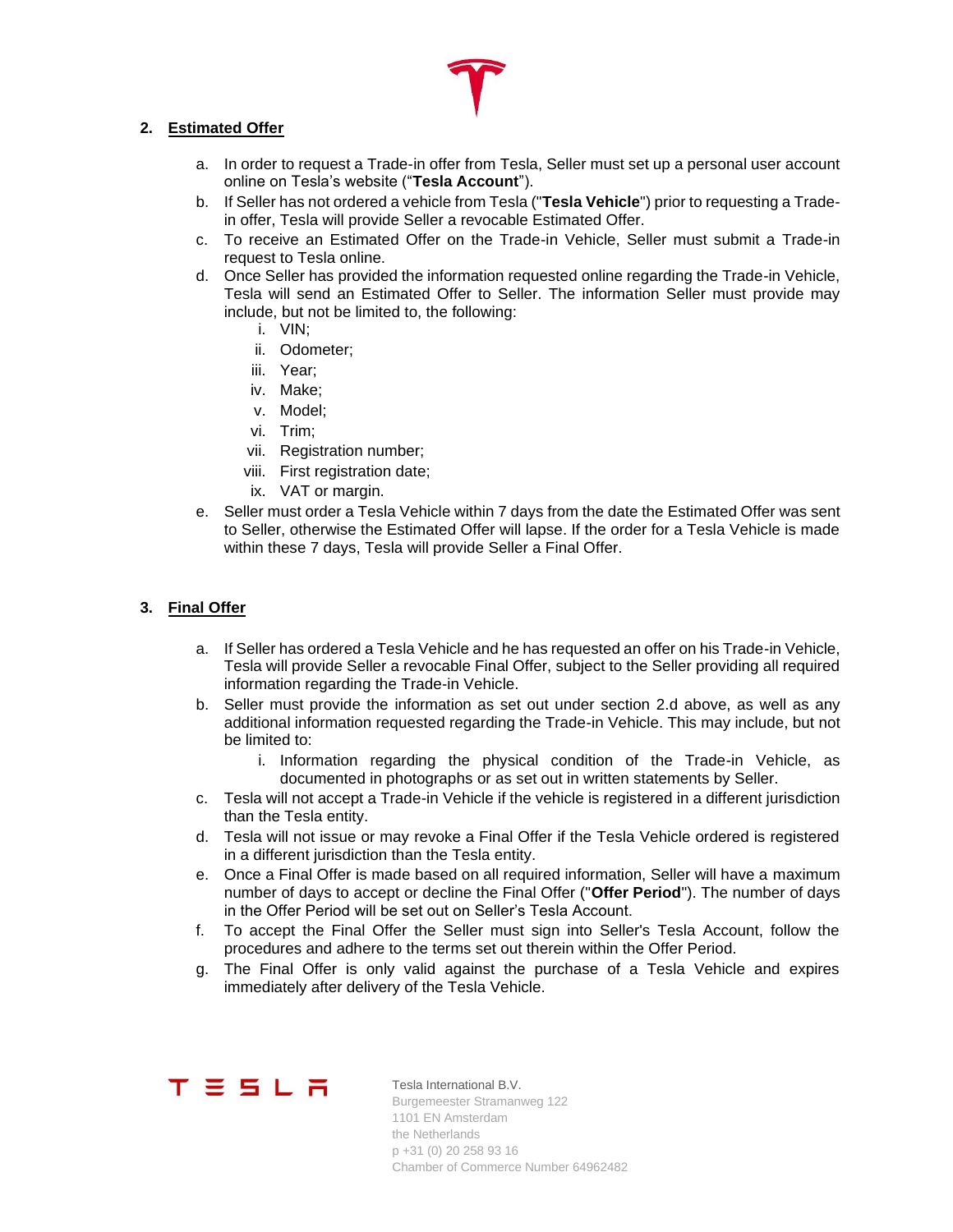## 2. Estimated Offer

a. In order to request a Trade-in offer from Tesla, Seller must set up a personal user account online on Tesla's website ("**Tesla Account**").

b. If Seller has not ordered a vehicle from Tesla ("**Tesla Vehicle**") prior to requesting a Trade-in offer, Tesla will provide Seller a revocable Estimated Offer.

c. To receive an Estimated Offer on the Trade-in Vehicle, Seller must submit a Trade-in request to Tesla online.

d. Once Seller has provided the information requested online regarding the Trade-in Vehicle, Tesla will send an Estimated Offer to Seller. The information Seller must provide may include, but not be limited to, the following:

   i. VIN;
   ii. Odometer;
   iii. Year;
   iv. Make;
   v. Model;
   vi. Trim;
   vii. Registration number;
   viii. First registration date;
   ix. VAT or margin.

e. Seller must order a Tesla Vehicle within 7 days from the date the Estimated Offer was sent to Seller, otherwise the Estimated Offer will lapse. If the order for a Tesla Vehicle is made within these 7 days, Tesla will provide Seller a Final Offer.

## 3. Final Offer

a. If Seller has ordered a Tesla Vehicle and he has requested an offer on his Trade-in Vehicle, Tesla will provide Seller a revocable Final Offer, subject to the Seller providing all required information regarding the Trade-in Vehicle.

b. Seller must provide the information as set out under section 2.d above, as well as any additional information requested regarding the Trade-in Vehicle. This may include, but not be limited to:

   i. Information regarding the physical condition of the Trade-in Vehicle, as documented in photographs or as set out in written statements by Seller.

c. Tesla will not accept a Trade-in Vehicle if the vehicle is registered in a different jurisdiction than the Tesla entity.

d. Tesla will not issue or may revoke a Final Offer if the Tesla Vehicle ordered is registered in a different jurisdiction than the Tesla entity.

e. Once a Final Offer is made based on all required information, Seller will have a maximum number of days to accept or decline the Final Offer ("**Offer Period**"). The number of days in the Offer Period will be set out on Seller's Tesla Account.

f. To accept the Final Offer the Seller must sign into Seller's Tesla Account, follow the procedures and adhere to the terms set out therein within the Offer Period.

g. The Final Offer is only valid against the purchase of a Tesla Vehicle and expires immediately after delivery of the Tesla Vehicle.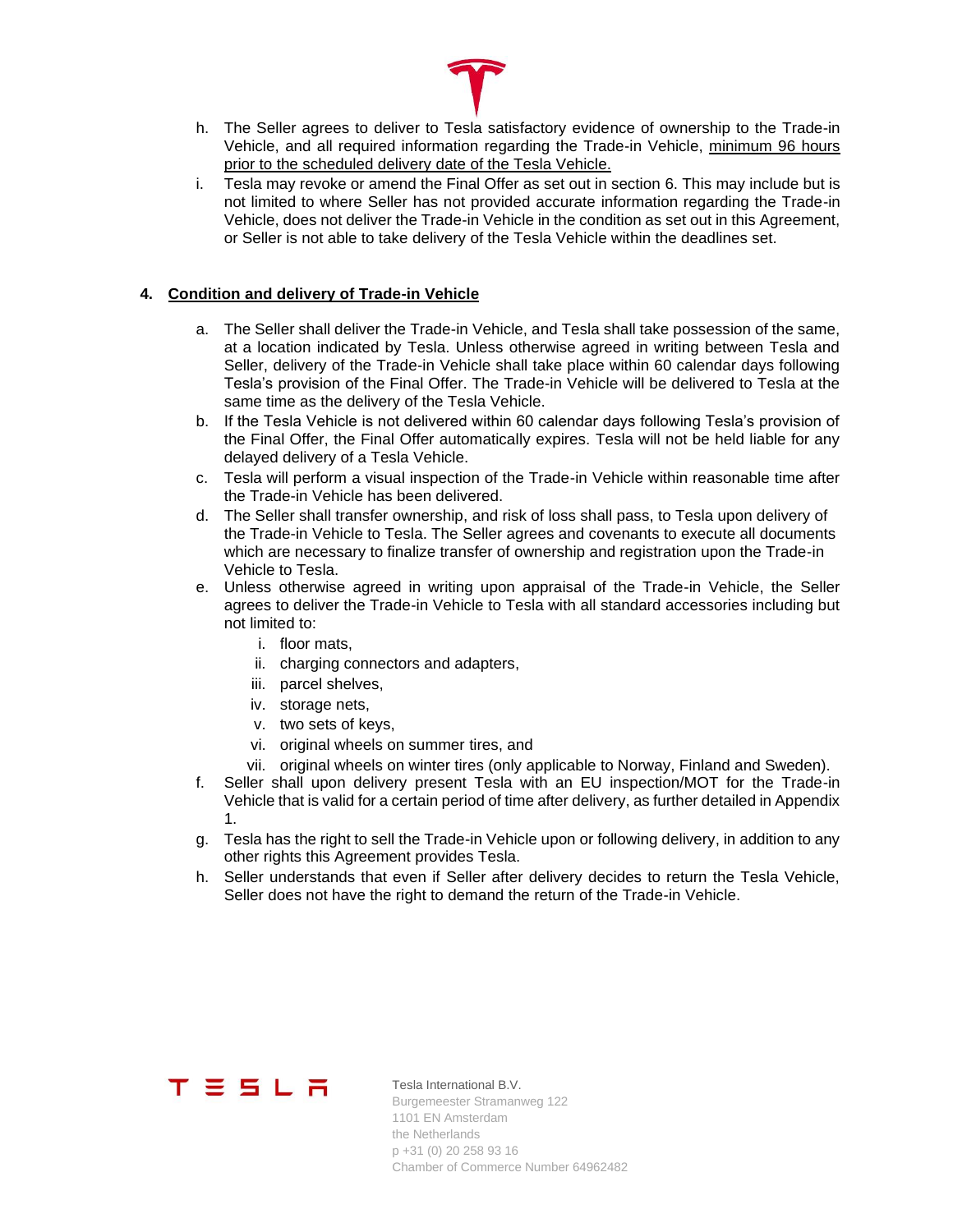h. The Seller agrees to deliver to Tesla satisfactory evidence of ownership to the Trade-in Vehicle, and all required information regarding the Trade-in Vehicle, minimum 96 hours prior to the scheduled delivery date of the Tesla Vehicle.

i. Tesla may revoke or amend the Final Offer as set out in section 6. This may include but is not limited to where Seller has not provided accurate information regarding the Trade-in Vehicle, does not deliver the Trade-in Vehicle in the condition as set out in this Agreement, or Seller is not able to take delivery of the Tesla Vehicle within the deadlines set.

## 4. Condition and delivery of Trade-in Vehicle

a. The Seller shall deliver the Trade-in Vehicle, and Tesla shall take possession of the same, at a location indicated by Tesla. Unless otherwise agreed in writing between Tesla and Seller, delivery of the Trade-in Vehicle shall take place within 60 calendar days following Tesla's provision of the Final Offer. The Trade-in Vehicle will be delivered to Tesla at the same time as the delivery of the Tesla Vehicle.

b. If the Tesla Vehicle is not delivered within 60 calendar days following Tesla's provision of the Final Offer, the Final Offer automatically expires. Tesla will not be held liable for any delayed delivery of a Tesla Vehicle.

c. Tesla will perform a visual inspection of the Trade-in Vehicle within reasonable time after the Trade-in Vehicle has been delivered.

d. The Seller shall transfer ownership, and risk of loss shall pass, to Tesla upon delivery of the Trade-in Vehicle to Tesla. The Seller agrees and covenants to execute all documents which are necessary to finalize transfer of ownership and registration upon the Trade-in Vehicle to Tesla.

e. Unless otherwise agreed in writing upon appraisal of the Trade-in Vehicle, the Seller agrees to deliver the Trade-in Vehicle to Tesla with all standard accessories including but not limited to:

   i. floor mats,
   ii. charging connectors and adapters,
   iii. parcel shelves,
   iv. storage nets,
   v. two sets of keys,
   vi. original wheels on summer tires, and
   vii. original wheels on winter tires (only applicable to Norway, Finland and Sweden).

f. Seller shall upon delivery present Tesla with an EU inspection/MOT for the Trade-in Vehicle that is valid for a certain period of time after delivery, as further detailed in Appendix 1.

g. Tesla has the right to sell the Trade-in Vehicle upon or following delivery, in addition to any other rights this Agreement provides Tesla.

h. Seller understands that even if Seller after delivery decides to return the Tesla Vehicle, Seller does not have the right to demand the return of the Trade-in Vehicle.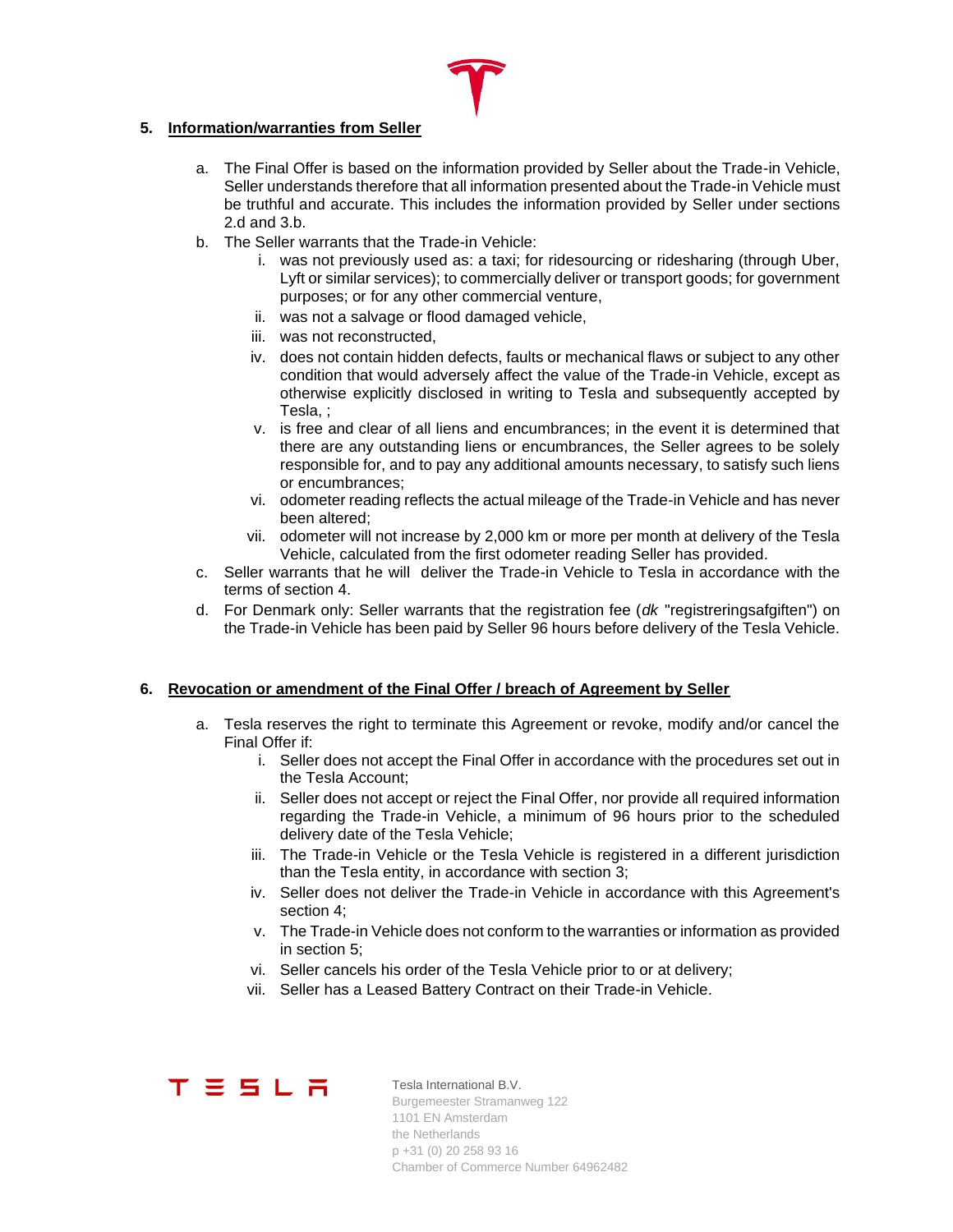## 5. Information/warranties from Seller

a. The Final Offer is based on the information provided by Seller about the Trade-in Vehicle, Seller understands therefore that all information presented about the Trade-in Vehicle must be truthful and accurate. This includes the information provided by Seller under sections 2.d and 3.b.

b. The Seller warrants that the Trade-in Vehicle:

   i. was not previously used as: a taxi; for ridesourcing or ridesharing (through Uber, Lyft or similar services); to commercially deliver or transport goods; for government purposes; or for any other commercial venture,

   ii. was not a salvage or flood damaged vehicle,

   iii. was not reconstructed,

   iv. does not contain hidden defects, faults or mechanical flaws or subject to any other condition that would adversely affect the value of the Trade-in Vehicle, except as otherwise explicitly disclosed in writing to Tesla and subsequently accepted by Tesla, ;

   v. is free and clear of all liens and encumbrances; in the event it is determined that there are any outstanding liens or encumbrances, the Seller agrees to be solely responsible for, and to pay any additional amounts necessary, to satisfy such liens or encumbrances;

   vi. odometer reading reflects the actual mileage of the Trade-in Vehicle and has never been altered;

   vii. odometer will not increase by 2,000 km or more per month at delivery of the Tesla Vehicle, calculated from the first odometer reading Seller has provided.

c. Seller warrants that he will deliver the Trade-in Vehicle to Tesla in accordance with the terms of section 4.

d. For Denmark only: Seller warrants that the registration fee (*dk* "registreringsafgiften") on the Trade-in Vehicle has been paid by Seller 96 hours before delivery of the Tesla Vehicle.

## 6. Revocation or amendment of the Final Offer / breach of Agreement by Seller

a. Tesla reserves the right to terminate this Agreement or revoke, modify and/or cancel the Final Offer if:

   i. Seller does not accept the Final Offer in accordance with the procedures set out in the Tesla Account;

   ii. Seller does not accept or reject the Final Offer, nor provide all required information regarding the Trade-in Vehicle, a minimum of 96 hours prior to the scheduled delivery date of the Tesla Vehicle;

   iii. The Trade-in Vehicle or the Tesla Vehicle is registered in a different jurisdiction than the Tesla entity, in accordance with section 3;

   iv. Seller does not deliver the Trade-in Vehicle in accordance with this Agreement's section 4;

   v. The Trade-in Vehicle does not conform to the warranties or information as provided in section 5;

   vi. Seller cancels his order of the Tesla Vehicle prior to or at delivery;

   vii. Seller has a Leased Battery Contract on their Trade-in Vehicle.

Tesla International B.V.
Burgemeester Stramanweg 122
1101 EN Amsterdam
the Netherlands
p +31 (0) 20 258 93 16
Chamber of Commerce Number 64962482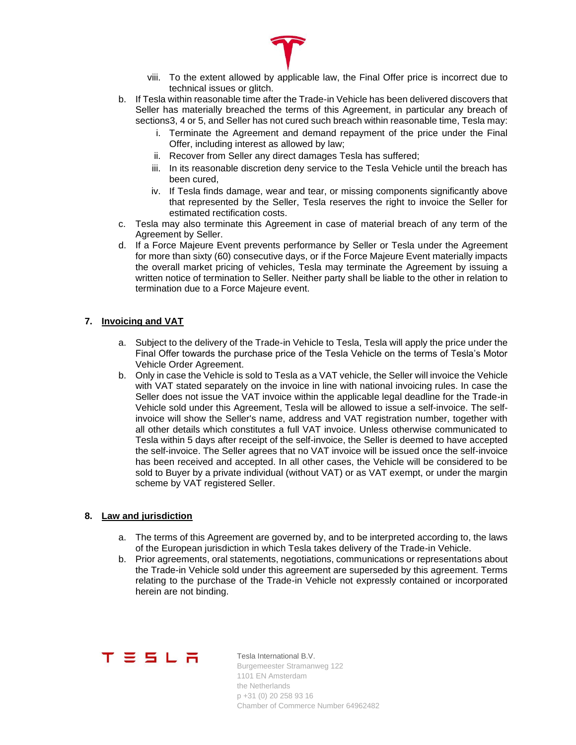viii. To the extent allowed by applicable law, the Final Offer price is incorrect due to technical issues or glitch.

b. If Tesla within reasonable time after the Trade-in Vehicle has been delivered discovers that Seller has materially breached the terms of this Agreement, in particular any breach of sections3, 4 or 5, and Seller has not cured such breach within reasonable time, Tesla may:
   i. Terminate the Agreement and demand repayment of the price under the Final Offer, including interest as allowed by law;
   ii. Recover from Seller any direct damages Tesla has suffered;
   iii. In its reasonable discretion deny service to the Tesla Vehicle until the breach has been cured,
   iv. If Tesla finds damage, wear and tear, or missing components significantly above that represented by the Seller, Tesla reserves the right to invoice the Seller for estimated rectification costs.

c. Tesla may also terminate this Agreement in case of material breach of any term of the Agreement by Seller.

d. If a Force Majeure Event prevents performance by Seller or Tesla under the Agreement for more than sixty (60) consecutive days, or if the Force Majeure Event materially impacts the overall market pricing of vehicles, Tesla may terminate the Agreement by issuing a written notice of termination to Seller. Neither party shall be liable to the other in relation to termination due to a Force Majeure event.

## 7. Invoicing and VAT

a. Subject to the delivery of the Trade-in Vehicle to Tesla, Tesla will apply the price under the Final Offer towards the purchase price of the Tesla Vehicle on the terms of Tesla's Motor Vehicle Order Agreement.

b. Only in case the Vehicle is sold to Tesla as a VAT vehicle, the Seller will invoice the Vehicle with VAT stated separately on the invoice in line with national invoicing rules. In case the Seller does not issue the VAT invoice within the applicable legal deadline for the Trade-in Vehicle sold under this Agreement, Tesla will be allowed to issue a self-invoice. The self-invoice will show the Seller's name, address and VAT registration number, together with all other details which constitutes a full VAT invoice. Unless otherwise communicated to Tesla within 5 days after receipt of the self-invoice, the Seller is deemed to have accepted the self-invoice. The Seller agrees that no VAT invoice will be issued once the self-invoice has been received and accepted. In all other cases, the Vehicle will be considered to be sold to Buyer by a private individual (without VAT) or as VAT exempt, or under the margin scheme by VAT registered Seller.

## 8. Law and jurisdiction

a. The terms of this Agreement are governed by, and to be interpreted according to, the laws of the European jurisdiction in which Tesla takes delivery of the Trade-in Vehicle.

b. Prior agreements, oral statements, negotiations, communications or representations about the Trade-in Vehicle sold under this agreement are superseded by this agreement. Terms relating to the purchase of the Trade-in Vehicle not expressly contained or incorporated herein are not binding.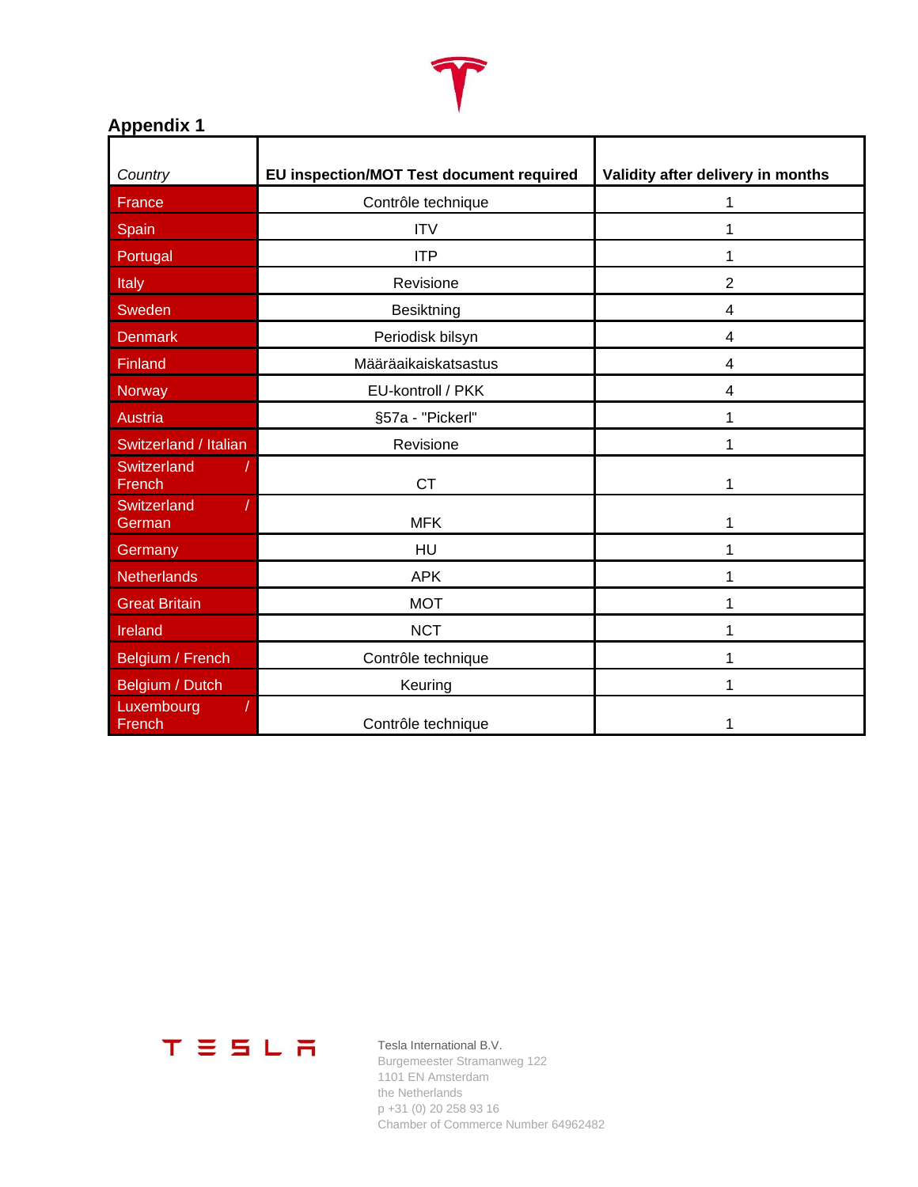## Appendix 1

| *Country* | **EU inspection/MOT Test document required** | **Validity after delivery in months** |
|---|---|---|
| France | Contrôle technique | 1 |
| Spain | ITV | 1 |
| Portugal | ITP | 1 |
| Italy | Revisione | 2 |
| Sweden | Besiktning | 4 |
| Denmark | Periodisk bilsyn | 4 |
| Finland | Määräaikaiskatsastus | 4 |
| Norway | EU-kontroll / PKK | 4 |
| Austria | §57a - "Pickerl" | 1 |
| Switzerland / Italian | Revisione | 1 |
| Switzerland / French | CT | 1 |
| Switzerland / German | MFK | 1 |
| Germany | HU | 1 |
| Netherlands | APK | 1 |
| Great Britain | MOT | 1 |
| Ireland | NCT | 1 |
| Belgium / French | Contrôle technique | 1 |
| Belgium / Dutch | Keuring | 1 |
| Luxembourg / French | Contrôle technique | 1 |

TESLA

Tesla International B.V.
Burgemeester Stramanweg 122
1101 EN Amsterdam
the Netherlands
p +31 (0) 20 258 93 16
Chamber of Commerce Number 64962482